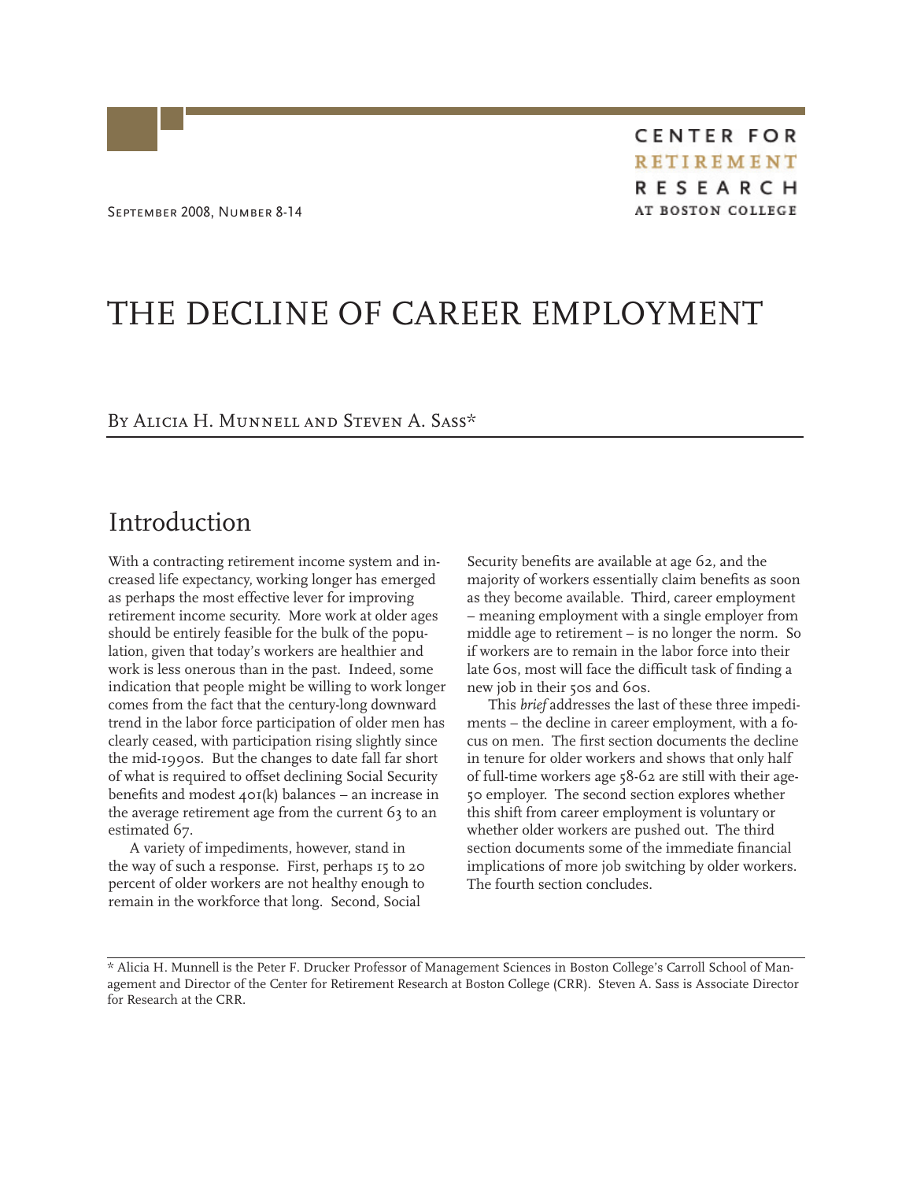CENTER FOR RETIREMENT RESEARCH AT BOSTON COLLEGE

September 2008, Number 8-14

# THE DECLINE OF CAREER EMPLOYMENT

By Alicia H. Munnell and Steven A. Sass*

## Introduction

With a contracting retirement income system and increased life expectancy, working longer has emerged as perhaps the most effective lever for improving retirement income security. More work at older ages should be entirely feasible for the bulk of the population, given that today's workers are healthier and work is less onerous than in the past. Indeed, some indication that people might be willing to work longer comes from the fact that the century-long downward trend in the labor force participation of older men has clearly ceased, with participation rising slightly since the mid-1990s. But the changes to date fall far short of what is required to offset declining Social Security benefits and modest 401(k) balances – an increase in the average retirement age from the current 63 to an estimated 67.

A variety of impediments, however, stand in the way of such a response. First, perhaps 15 to 20 percent of older workers are not healthy enough to remain in the workforce that long. Second, Social Security benefits are available at age 62, and the majority of workers essentially claim benefits as soon as they become available. Third, career employment – meaning employment with a single employer from middle age to retirement – is no longer the norm. So if workers are to remain in the labor force into their late 60s, most will face the difficult task of finding a new job in their 50s and 60s.

This *brief* addresses the last of these three impediments – the decline in career employment, with a focus on men. The first section documents the decline in tenure for older workers and shows that only half of full-time workers age 58-62 are still with their age-50 employer. The second section explores whether this shift from career employment is voluntary or whether older workers are pushed out. The third section documents some of the immediate financial implications of more job switching by older workers. The fourth section concludes.

---

* Alicia H. Munnell is the Peter F. Drucker Professor of Management Sciences in Boston College's Carroll School of Management and Director of the Center for Retirement Research at Boston College (CRR). Steven A. Sass is Associate Director for Research at the CRR.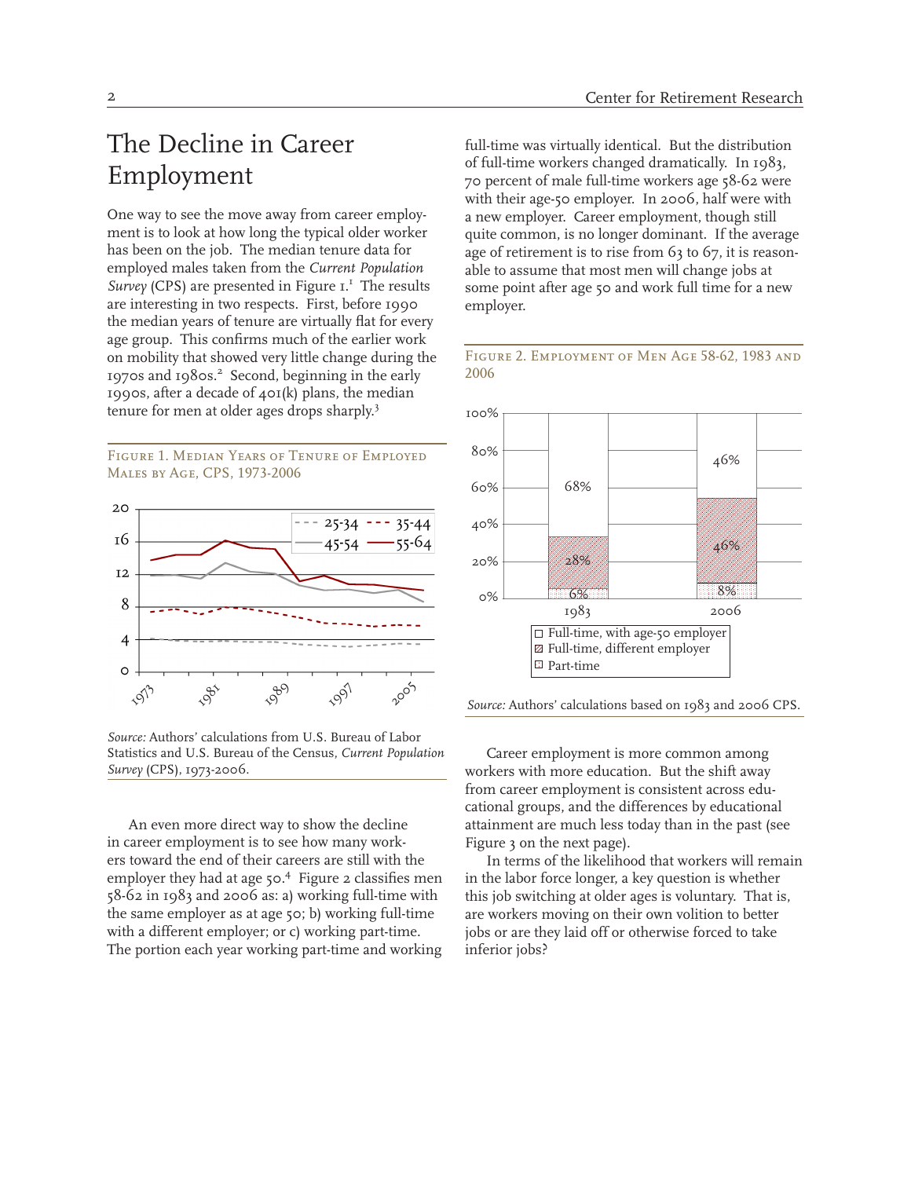## The Decline in Career Employment

One way to see the move away from career employment is to look at how long the typical older worker has been on the job. The median tenure data for employed males taken from the *Current Population Survey* (CPS) are presented in Figure 1.[1] The results are interesting in two respects. First, before 1990 the median years of tenure are virtually flat for every age group. This confirms much of the earlier work on mobility that showed very little change during the 1970s and 1980s.[2] Second, beginning in the early 1990s, after a decade of 401(k) plans, the median tenure for men at older ages drops sharply.[3]

Figure 1. Median Years of Tenure of Employed Males by Age, CPS, 1973-2006

*Source:* Authors' calculations from U.S. Bureau of Labor Statistics and U.S. Bureau of the Census, *Current Population Survey* (CPS), 1973-2006.

An even more direct way to show the decline in career employment is to see how many workers toward the end of their careers are still with the employer they had at age 50.[4] Figure 2 classifies men 58-62 in 1983 and 2006 as: a) working full-time with the same employer as at age 50; b) working full-time with a different employer; or c) working part-time. The portion each year working part-time and working full-time was virtually identical. But the distribution of full-time workers changed dramatically. In 1983, 70 percent of male full-time workers age 58-62 were with their age-50 employer. In 2006, half were with a new employer. Career employment, though still quite common, is no longer dominant. If the average age of retirement is to rise from 63 to 67, it is reasonable to assume that most men will change jobs at some point after age 50 and work full time for a new employer.

Figure 2. Employment of Men Age 58-62, 1983 and 2006

| | 1983 | 2006 |
|---|---|---|
| Full-time, with age-50 employer | 68% | 46% |
| Full-time, different employer | 28% | 46% |
| Part-time | 6% | 8% |

*Source:* Authors' calculations based on 1983 and 2006 CPS.

Career employment is more common among workers with more education. But the shift away from career employment is consistent across educational groups, and the differences by educational attainment are much less today than in the past (see Figure 3 on the next page).

In terms of the likelihood that workers will remain in the labor force longer, a key question is whether this job switching at older ages is voluntary. That is, are workers moving on their own volition to better jobs or are they laid off or otherwise forced to take inferior jobs?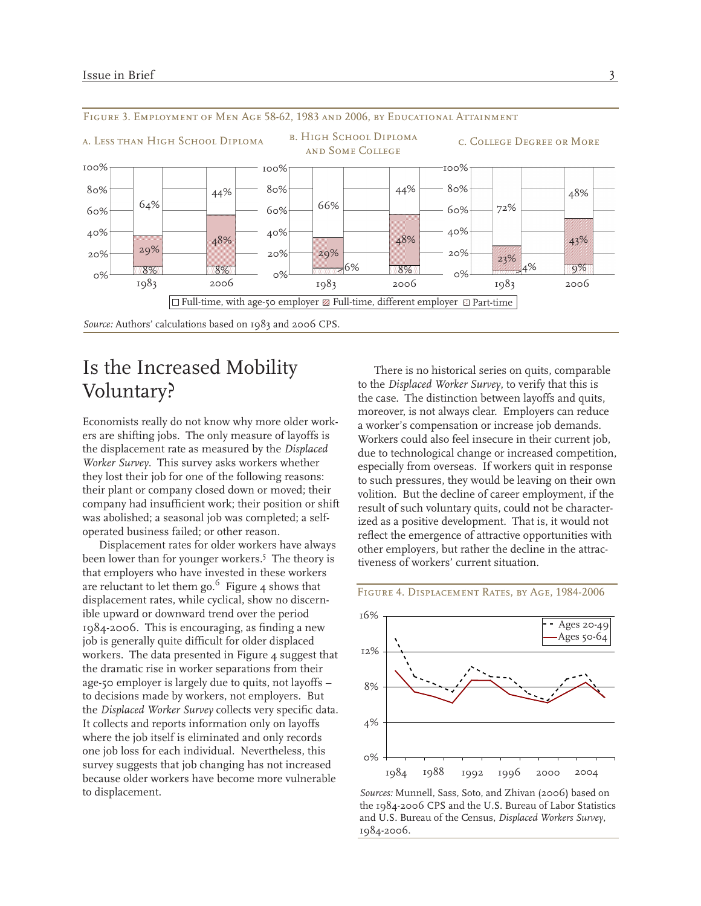Figure 3. Employment of Men Age 58-62, 1983 and 2006, by Educational Attainment

Source: Authors' calculations based on 1983 and 2006 CPS.

## Is the Increased Mobility Voluntary?

Economists really do not know why more older workers are shifting jobs. The only measure of layoffs is the displacement rate as measured by the *Displaced Worker Survey*. This survey asks workers whether they lost their job for one of the following reasons: their plant or company closed down or moved; their company had insufficient work; their position or shift was abolished; a seasonal job was completed; a self-operated business failed; or other reason.

Displacement rates for older workers have always been lower than for younger workers.[5] The theory is that employers who have invested in these workers are reluctant to let them go.[6] Figure 4 shows that displacement rates, while cyclical, show no discernible upward or downward trend over the period 1984-2006. This is encouraging, as finding a new job is generally quite difficult for older displaced workers. The data presented in Figure 4 suggest that the dramatic rise in worker separations from their age-50 employer is largely due to quits, not layoffs – to decisions made by workers, not employers. But the *Displaced Worker Survey* collects very specific data. It collects and reports information only on layoffs where the job itself is eliminated and only records one job loss for each individual. Nevertheless, this survey suggests that job changing has not increased because older workers have become more vulnerable to displacement.

There is no historical series on quits, comparable to the *Displaced Worker Survey*, to verify that this is the case. The distinction between layoffs and quits, moreover, is not always clear. Employers can reduce a worker's compensation or increase job demands. Workers could also feel insecure in their current job, due to technological change or increased competition, especially from overseas. If workers quit in response to such pressures, they would be leaving on their own volition. But the decline of career employment, if the result of such voluntary quits, could not be characterized as a positive development. That is, it would not reflect the emergence of attractive opportunities with other employers, but rather the decline in the attractiveness of workers' current situation.

Figure 4. Displacement Rates, by Age, 1984-2006

*Sources:* Munnell, Sass, Soto, and Zhivan (2006) based on the 1984-2006 CPS and the U.S. Bureau of Labor Statistics and U.S. Bureau of the Census, *Displaced Workers Survey*, 1984-2006.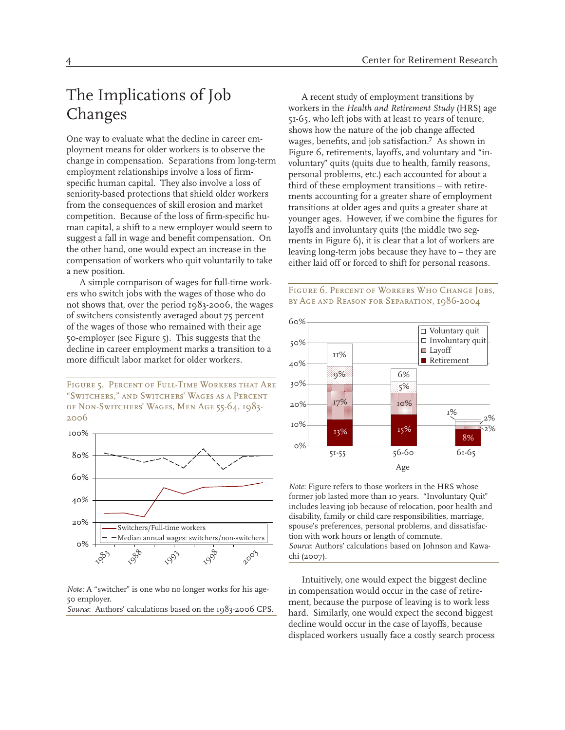## The Implications of Job Changes

One way to evaluate what the decline in career employment means for older workers is to observe the change in compensation. Separations from long-term employment relationships involve a loss of firm-specific human capital. They also involve a loss of seniority-based protections that shield older workers from the consequences of skill erosion and market competition. Because of the loss of firm-specific human capital, a shift to a new employer would seem to suggest a fall in wage and benefit compensation. On the other hand, one would expect an increase in the compensation of workers who quit voluntarily to take a new position.

A simple comparison of wages for full-time workers who switch jobs with the wages of those who do not shows that, over the period 1983-2006, the wages of switchers consistently averaged about 75 percent of the wages of those who remained with their age 50-employer (see Figure 5). This suggests that the decline in career employment marks a transition to a more difficult labor market for older workers.

Figure 5. Percent of Full-Time Workers that Are "Switchers," and Switchers' Wages as a Percent of Non-Switchers' Wages, Men Age 55-64, 1983-2006

*Note*: A "switcher" is one who no longer works for his age-50 employer.
*Source*: Authors' calculations based on the 1983-2006 CPS.

A recent study of employment transitions by workers in the *Health and Retirement Study* (HRS) age 51-65, who left jobs with at least 10 years of tenure, shows how the nature of the job change affected wages, benefits, and job satisfaction.[7] As shown in Figure 6, retirements, layoffs, and voluntary and "involuntary" quits (quits due to health, family reasons, personal problems, etc.) each accounted for about a third of these employment transitions – with retirements accounting for a greater share of employment transitions at older ages and quits a greater share at younger ages. However, if we combine the figures for layoffs and involuntary quits (the middle two segments in Figure 6), it is clear that a lot of workers are leaving long-term jobs because they have to – they are either laid off or forced to shift for personal reasons.

Figure 6. Percent of Workers Who Change Jobs, by Age and Reason for Separation, 1986-2004

| Age | Retirement | Layoff | Involuntary quit | Voluntary quit |
|---|---|---|---|---|
| 51-55 | 13% | 17% | 9% | 11% |
| 56-60 | 15% | 10% | 5% | 6% |
| 61-65 | 8% | 2% | 2% | 1% |

*Note*: Figure refers to those workers in the HRS whose former job lasted more than 10 years. "Involuntary Quit" includes leaving job because of relocation, poor health and disability, family or child care responsibilities, marriage, spouse's preferences, personal problems, and dissatisfaction with work hours or length of commute.
*Source*: Authors' calculations based on Johnson and Kawachi (2007).

Intuitively, one would expect the biggest decline in compensation would occur in the case of retirement, because the purpose of leaving is to work less hard. Similarly, one would expect the second biggest decline would occur in the case of layoffs, because displaced workers usually face a costly search process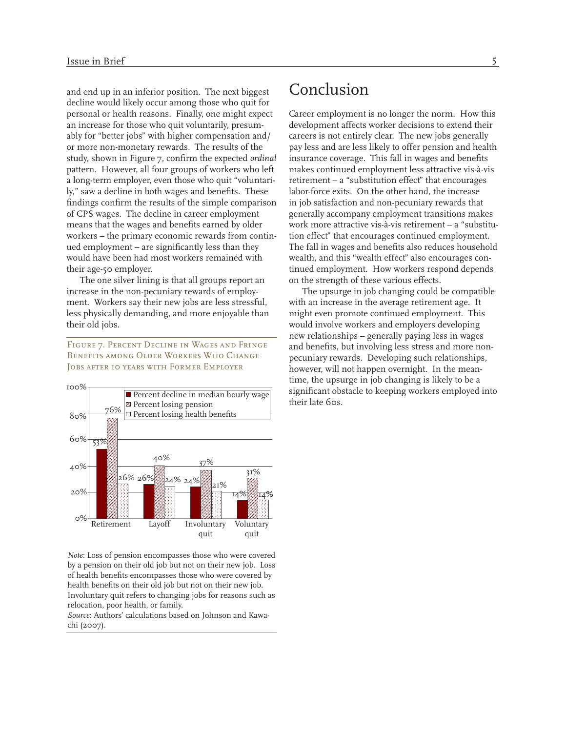and end up in an inferior position. The next biggest decline would likely occur among those who quit for personal or health reasons. Finally, one might expect an increase for those who quit voluntarily, presumably for "better jobs" with higher compensation and/or more non-monetary rewards. The results of the study, shown in Figure 7, confirm the expected *ordinal* pattern. However, all four groups of workers who left a long-term employer, even those who quit "voluntarily," saw a decline in both wages and benefits. These findings confirm the results of the simple comparison of CPS wages. The decline in career employment means that the wages and benefits earned by older workers – the primary economic rewards from continued employment – are significantly less than they would have been had most workers remained with their age-50 employer.

The one silver lining is that all groups report an increase in the non-pecuniary rewards of employment. Workers say their new jobs are less stressful, less physically demanding, and more enjoyable than their old jobs.

Figure 7. Percent Decline in Wages and Fringe Benefits among Older Workers Who Change Jobs after 10 years with Former Employer

| | Retirement | Layoff | Involuntary quit | Voluntary quit |
|---|---|---|---|---|
| Percent decline in median hourly wage | 53% | 26% | 24% | 14% |
| Percent losing pension | 76% | 40% | 37% | 31% |
| Percent losing health benefits | 26% | 24% | 21% | 14% |

*Note*: Loss of pension encompasses those who were covered by a pension on their old job but not on their new job. Loss of health benefits encompasses those who were covered by health benefits on their old job but not on their new job. Involuntary quit refers to changing jobs for reasons such as relocation, poor health, or family.
*Source*: Authors' calculations based on Johnson and Kawachi (2007).

# Conclusion

Career employment is no longer the norm. How this development affects worker decisions to extend their careers is not entirely clear. The new jobs generally pay less and are less likely to offer pension and health insurance coverage. This fall in wages and benefits makes continued employment less attractive vis-à-vis retirement – a "substitution effect" that encourages labor-force exits. On the other hand, the increase in job satisfaction and non-pecuniary rewards that generally accompany employment transitions makes work more attractive vis-à-vis retirement – a "substitution effect" that encourages continued employment. The fall in wages and benefits also reduces household wealth, and this "wealth effect" also encourages continued employment. How workers respond depends on the strength of these various effects.

The upsurge in job changing could be compatible with an increase in the average retirement age. It might even promote continued employment. This would involve workers and employers developing new relationships – generally paying less in wages and benefits, but involving less stress and more non-pecuniary rewards. Developing such relationships, however, will not happen overnight. In the meantime, the upsurge in job changing is likely to be a significant obstacle to keeping workers employed into their late 60s.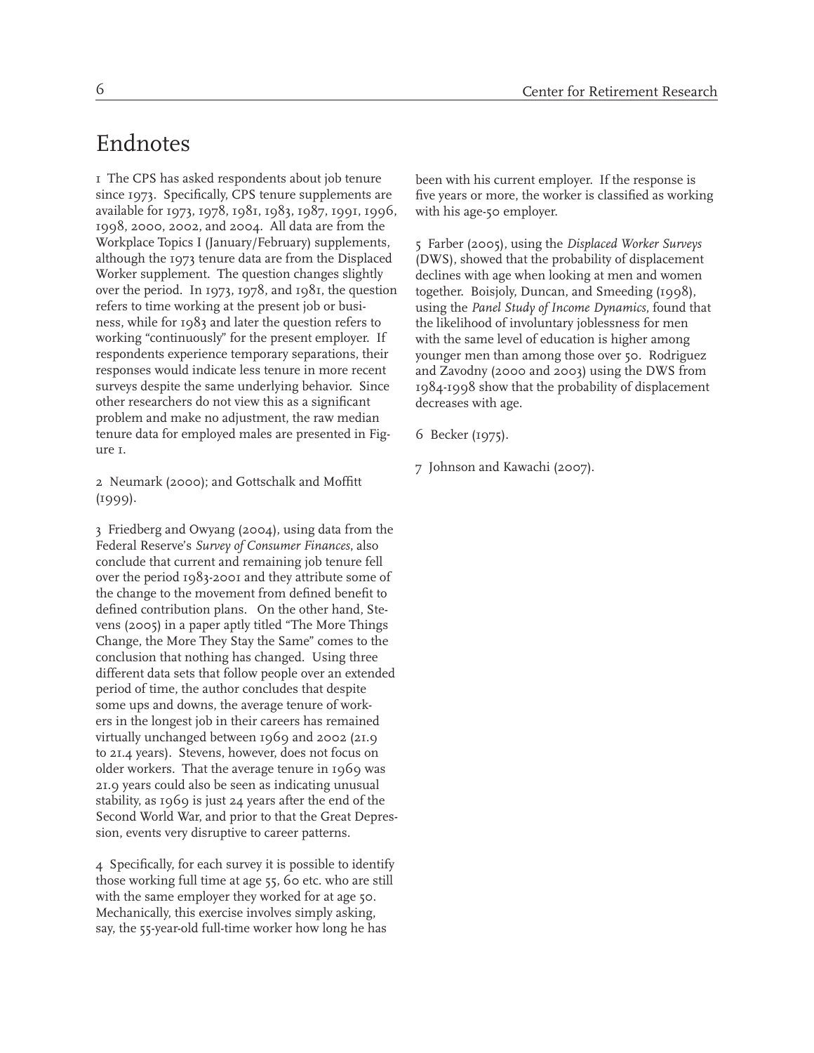# Endnotes

1 The CPS has asked respondents about job tenure since 1973. Specifically, CPS tenure supplements are available for 1973, 1978, 1981, 1983, 1987, 1991, 1996, 1998, 2000, 2002, and 2004. All data are from the Workplace Topics I (January/February) supplements, although the 1973 tenure data are from the Displaced Worker supplement. The question changes slightly over the period. In 1973, 1978, and 1981, the question refers to time working at the present job or business, while for 1983 and later the question refers to working "continuously" for the present employer. If respondents experience temporary separations, their responses would indicate less tenure in more recent surveys despite the same underlying behavior. Since other researchers do not view this as a significant problem and make no adjustment, the raw median tenure data for employed males are presented in Figure 1.

2 Neumark (2000); and Gottschalk and Moffitt (1999).

3 Friedberg and Owyang (2004), using data from the Federal Reserve's *Survey of Consumer Finances*, also conclude that current and remaining job tenure fell over the period 1983-2001 and they attribute some of the change to the movement from defined benefit to defined contribution plans. On the other hand, Stevens (2005) in a paper aptly titled "The More Things Change, the More They Stay the Same" comes to the conclusion that nothing has changed. Using three different data sets that follow people over an extended period of time, the author concludes that despite some ups and downs, the average tenure of workers in the longest job in their careers has remained virtually unchanged between 1969 and 2002 (21.9 to 21.4 years). Stevens, however, does not focus on older workers. That the average tenure in 1969 was 21.9 years could also be seen as indicating unusual stability, as 1969 is just 24 years after the end of the Second World War, and prior to that the Great Depression, events very disruptive to career patterns.

4 Specifically, for each survey it is possible to identify those working full time at age 55, 60 etc. who are still with the same employer they worked for at age 50. Mechanically, this exercise involves simply asking, say, the 55-year-old full-time worker how long he has been with his current employer. If the response is five years or more, the worker is classified as working with his age-50 employer.

5 Farber (2005), using the *Displaced Worker Surveys* (DWS), showed that the probability of displacement declines with age when looking at men and women together. Boisjoly, Duncan, and Smeeding (1998), using the *Panel Study of Income Dynamics*, found that the likelihood of involuntary joblessness for men with the same level of education is higher among younger men than among those over 50. Rodriguez and Zavodny (2000 and 2003) using the DWS from 1984-1998 show that the probability of displacement decreases with age.

6 Becker (1975).

7 Johnson and Kawachi (2007).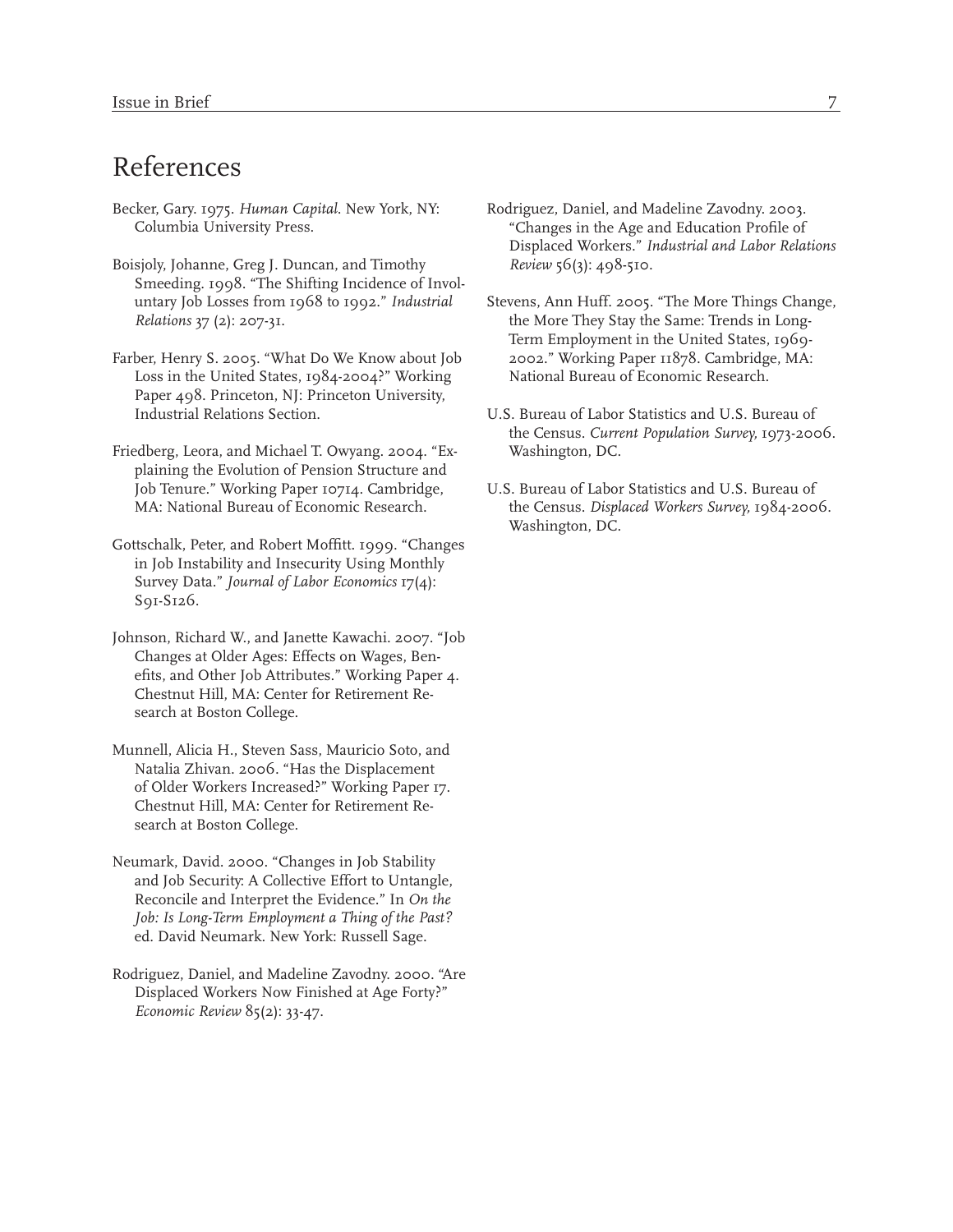## References

Becker, Gary. 1975. *Human Capital*. New York, NY: Columbia University Press.

Boisjoly, Johanne, Greg J. Duncan, and Timothy Smeeding. 1998. "The Shifting Incidence of Involuntary Job Losses from 1968 to 1992." *Industrial Relations* 37 (2): 207-31.

Farber, Henry S. 2005. "What Do We Know about Job Loss in the United States, 1984-2004?" Working Paper 498. Princeton, NJ: Princeton University, Industrial Relations Section.

Friedberg, Leora, and Michael T. Owyang. 2004. "Explaining the Evolution of Pension Structure and Job Tenure." Working Paper 10714. Cambridge, MA: National Bureau of Economic Research.

Gottschalk, Peter, and Robert Moffitt. 1999. "Changes in Job Instability and Insecurity Using Monthly Survey Data." *Journal of Labor Economics* 17(4): S91-S126.

Johnson, Richard W., and Janette Kawachi. 2007. "Job Changes at Older Ages: Effects on Wages, Benefits, and Other Job Attributes." Working Paper 4. Chestnut Hill, MA: Center for Retirement Research at Boston College.

Munnell, Alicia H., Steven Sass, Mauricio Soto, and Natalia Zhivan. 2006. "Has the Displacement of Older Workers Increased?" Working Paper 17. Chestnut Hill, MA: Center for Retirement Research at Boston College.

Neumark, David. 2000. "Changes in Job Stability and Job Security: A Collective Effort to Untangle, Reconcile and Interpret the Evidence." In *On the Job: Is Long-Term Employment a Thing of the Past?* ed. David Neumark. New York: Russell Sage.

Rodriguez, Daniel, and Madeline Zavodny. 2000. "Are Displaced Workers Now Finished at Age Forty?" *Economic Review* 85(2): 33-47.

Rodriguez, Daniel, and Madeline Zavodny. 2003. "Changes in the Age and Education Profile of Displaced Workers." *Industrial and Labor Relations Review* 56(3): 498-510.

Stevens, Ann Huff. 2005. "The More Things Change, the More They Stay the Same: Trends in Long-Term Employment in the United States, 1969-2002." Working Paper 11878. Cambridge, MA: National Bureau of Economic Research.

U.S. Bureau of Labor Statistics and U.S. Bureau of the Census. *Current Population Survey*, 1973-2006. Washington, DC.

U.S. Bureau of Labor Statistics and U.S. Bureau of the Census. *Displaced Workers Survey*, 1984-2006. Washington, DC.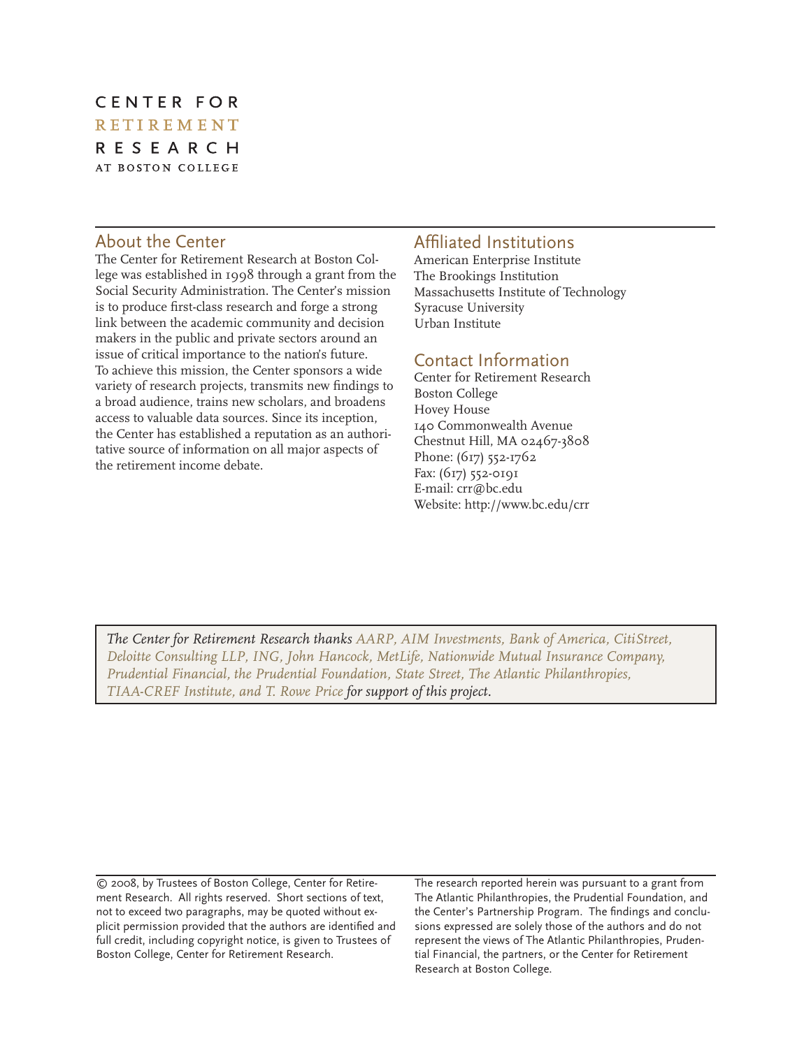CENTER FOR
RETIREMENT
RESEARCH
AT BOSTON COLLEGE

## About the Center

The Center for Retirement Research at Boston College was established in 1998 through a grant from the Social Security Administration. The Center's mission is to produce first-class research and forge a strong link between the academic community and decision makers in the public and private sectors around an issue of critical importance to the nation's future. To achieve this mission, the Center sponsors a wide variety of research projects, transmits new findings to a broad audience, trains new scholars, and broadens access to valuable data sources. Since its inception, the Center has established a reputation as an authoritative source of information on all major aspects of the retirement income debate.

## Affiliated Institutions

American Enterprise Institute
The Brookings Institution
Massachusetts Institute of Technology
Syracuse University
Urban Institute

## Contact Information

Center for Retirement Research
Boston College
Hovey House
140 Commonwealth Avenue
Chestnut Hill, MA 02467-3808
Phone: (617) 552-1762
Fax: (617) 552-0191
E-mail: crr@bc.edu
Website: http://www.bc.edu/crr

*The Center for Retirement Research thanks AARP, AIM Investments, Bank of America, CitiStreet, Deloitte Consulting LLP, ING, John Hancock, MetLife, Nationwide Mutual Insurance Company, Prudential Financial, the Prudential Foundation, State Street, The Atlantic Philanthropies, TIAA-CREF Institute, and T. Rowe Price for support of this project.*

© 2008, by Trustees of Boston College, Center for Retirement Research. All rights reserved. Short sections of text, not to exceed two paragraphs, may be quoted without explicit permission provided that the authors are identified and full credit, including copyright notice, is given to Trustees of Boston College, Center for Retirement Research.

The research reported herein was pursuant to a grant from The Atlantic Philanthropies, the Prudential Foundation, and the Center's Partnership Program. The findings and conclusions expressed are solely those of the authors and do not represent the views of The Atlantic Philanthropies, Prudential Financial, the partners, or the Center for Retirement Research at Boston College.